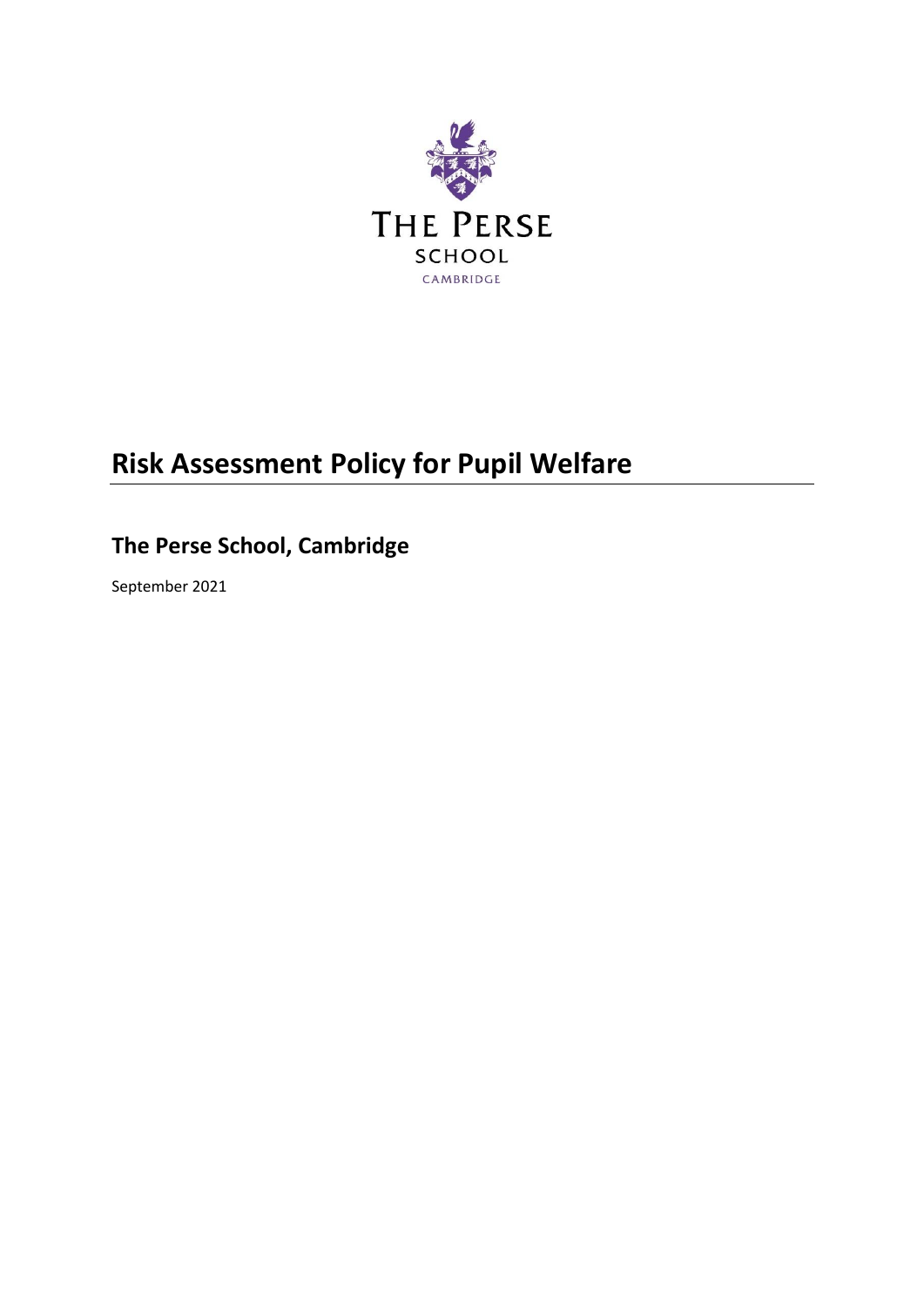THE PERSE SCHOOL CAMBRIDGE

# Risk Assessment Policy for Pupil Welfare

## The Perse School, Cambridge

September 2021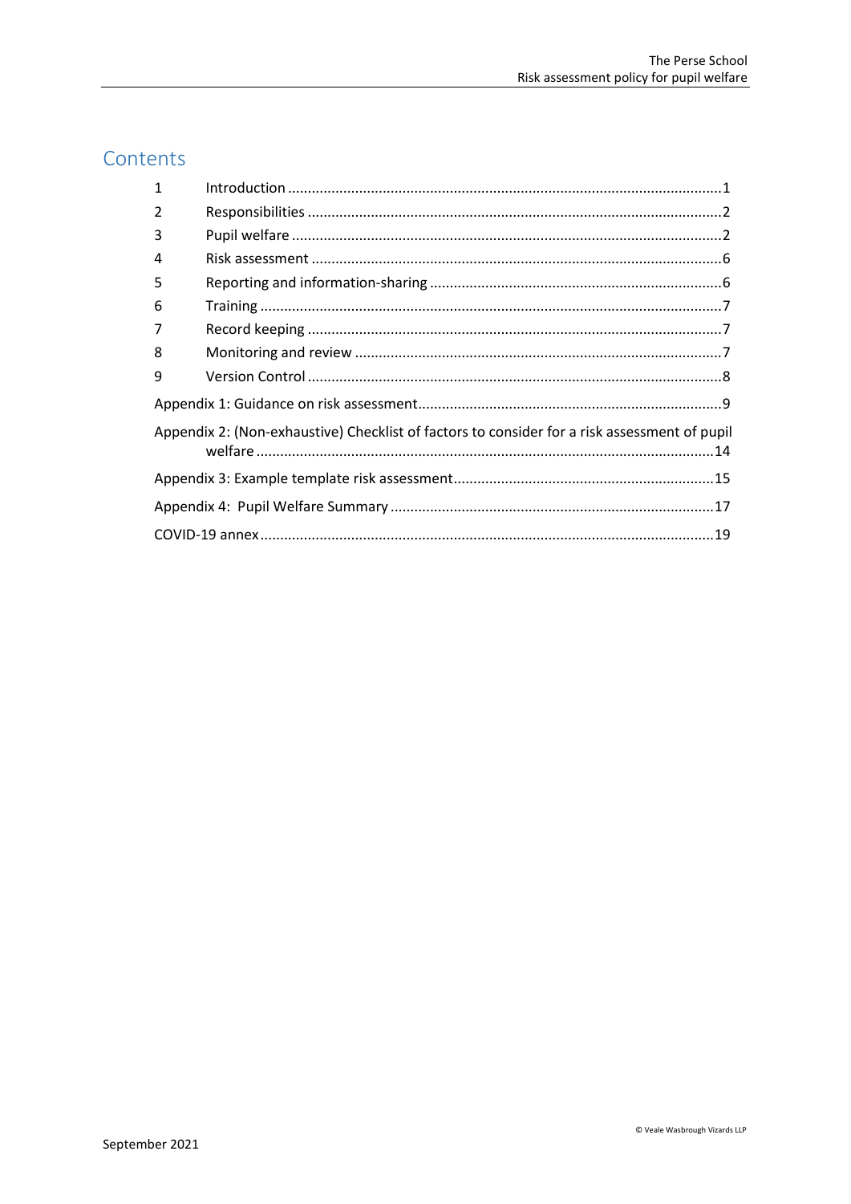## Contents

| | | |
|---|---|---|
| 1 | Introduction | 1 |
| 2 | Responsibilities | 2 |
| 3 | Pupil welfare | 2 |
| 4 | Risk assessment | 6 |
| 5 | Reporting and information-sharing | 6 |
| 6 | Training | 7 |
| 7 | Record keeping | 7 |
| 8 | Monitoring and review | 7 |
| 9 | Version Control | 8 |
| | Appendix 1: Guidance on risk assessment | 9 |
| | Appendix 2: (Non-exhaustive) Checklist of factors to consider for a risk assessment of pupil welfare | 14 |
| | Appendix 3: Example template risk assessment | 15 |
| | Appendix 4: Pupil Welfare Summary | 17 |
| | COVID-19 annex | 19 |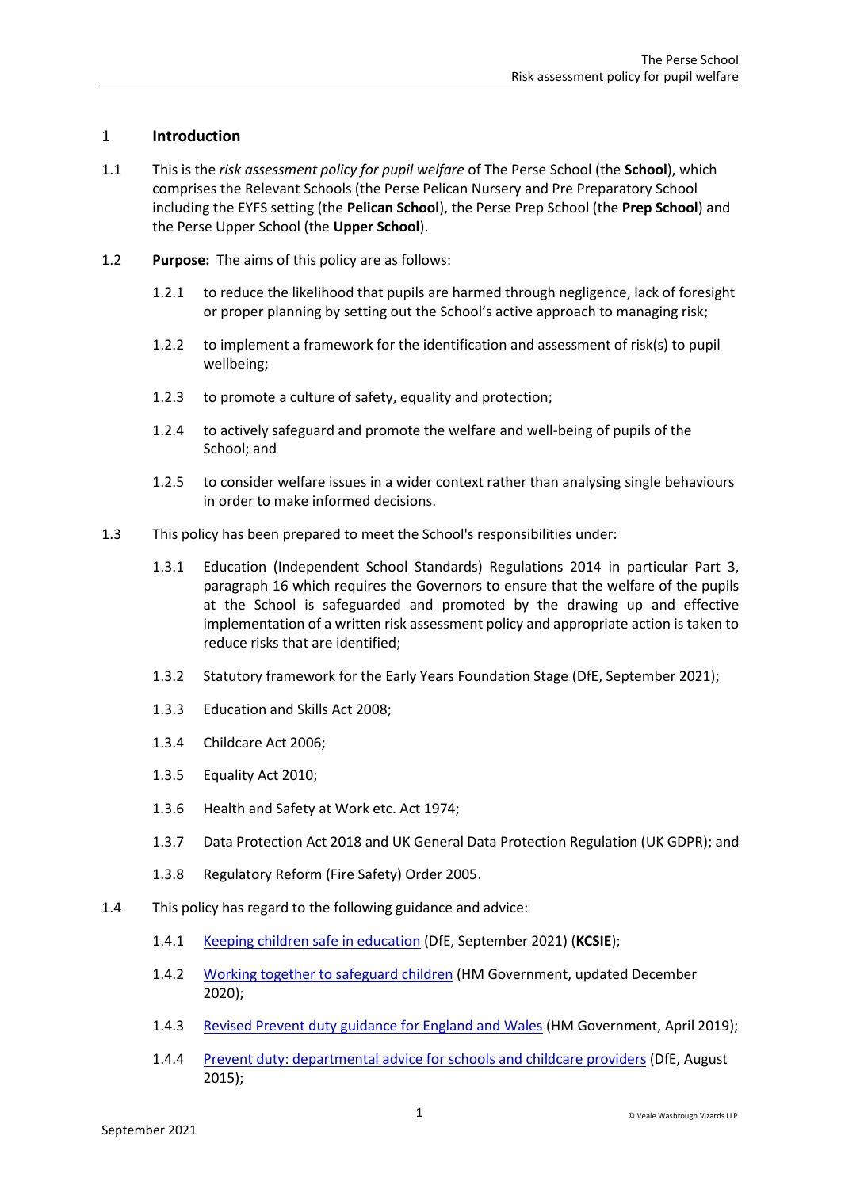## 1 Introduction

1.1 This is the *risk assessment policy for pupil welfare* of The Perse School (the **School**), which comprises the Relevant Schools (the Perse Pelican Nursery and Pre Preparatory School including the EYFS setting (the **Pelican School**), the Perse Prep School (the **Prep School**) and the Perse Upper School (the **Upper School**).

1.2 **Purpose:** The aims of this policy are as follows:

1.2.1 to reduce the likelihood that pupils are harmed through negligence, lack of foresight or proper planning by setting out the School's active approach to managing risk;

1.2.2 to implement a framework for the identification and assessment of risk(s) to pupil wellbeing;

1.2.3 to promote a culture of safety, equality and protection;

1.2.4 to actively safeguard and promote the welfare and well-being of pupils of the School; and

1.2.5 to consider welfare issues in a wider context rather than analysing single behaviours in order to make informed decisions.

1.3 This policy has been prepared to meet the School's responsibilities under:

1.3.1 Education (Independent School Standards) Regulations 2014 in particular Part 3, paragraph 16 which requires the Governors to ensure that the welfare of the pupils at the School is safeguarded and promoted by the drawing up and effective implementation of a written risk assessment policy and appropriate action is taken to reduce risks that are identified;

1.3.2 Statutory framework for the Early Years Foundation Stage (DfE, September 2021);

1.3.3 Education and Skills Act 2008;

1.3.4 Childcare Act 2006;

1.3.5 Equality Act 2010;

1.3.6 Health and Safety at Work etc. Act 1974;

1.3.7 Data Protection Act 2018 and UK General Data Protection Regulation (UK GDPR); and

1.3.8 Regulatory Reform (Fire Safety) Order 2005.

1.4 This policy has regard to the following guidance and advice:

1.4.1 Keeping children safe in education (DfE, September 2021) (**KCSIE**);

1.4.2 Working together to safeguard children (HM Government, updated December 2020);

1.4.3 Revised Prevent duty guidance for England and Wales (HM Government, April 2019);

1.4.4 Prevent duty: departmental advice for schools and childcare providers (DfE, August 2015);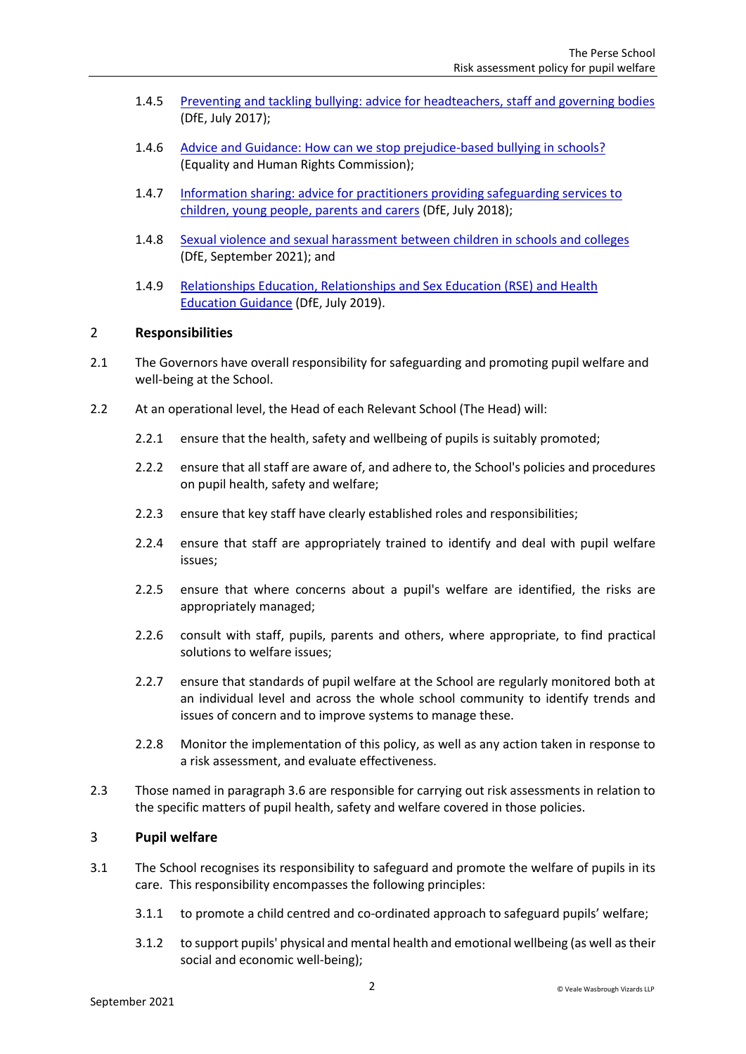1.4.5 [Preventing and tackling bullying: advice for headteachers, staff and governing bodies](#) (DfE, July 2017);

1.4.6 [Advice and Guidance: How can we stop prejudice-based bullying in schools?](#) (Equality and Human Rights Commission);

1.4.7 [Information sharing: advice for practitioners providing safeguarding services to children, young people, parents and carers](#) (DfE, July 2018);

1.4.8 [Sexual violence and sexual harassment between children in schools and colleges](#) (DfE, September 2021); and

1.4.9 [Relationships Education, Relationships and Sex Education (RSE) and Health Education Guidance](#) (DfE, July 2019).

## 2 Responsibilities

2.1 The Governors have overall responsibility for safeguarding and promoting pupil welfare and well-being at the School.

2.2 At an operational level, the Head of each Relevant School (The Head) will:

2.2.1 ensure that the health, safety and wellbeing of pupils is suitably promoted;

2.2.2 ensure that all staff are aware of, and adhere to, the School's policies and procedures on pupil health, safety and welfare;

2.2.3 ensure that key staff have clearly established roles and responsibilities;

2.2.4 ensure that staff are appropriately trained to identify and deal with pupil welfare issues;

2.2.5 ensure that where concerns about a pupil's welfare are identified, the risks are appropriately managed;

2.2.6 consult with staff, pupils, parents and others, where appropriate, to find practical solutions to welfare issues;

2.2.7 ensure that standards of pupil welfare at the School are regularly monitored both at an individual level and across the whole school community to identify trends and issues of concern and to improve systems to manage these.

2.2.8 Monitor the implementation of this policy, as well as any action taken in response to a risk assessment, and evaluate effectiveness.

2.3 Those named in paragraph 3.6 are responsible for carrying out risk assessments in relation to the specific matters of pupil health, safety and welfare covered in those policies.

## 3 Pupil welfare

3.1 The School recognises its responsibility to safeguard and promote the welfare of pupils in its care. This responsibility encompasses the following principles:

3.1.1 to promote a child centred and co-ordinated approach to safeguard pupils' welfare;

3.1.2 to support pupils' physical and mental health and emotional wellbeing (as well as their social and economic well-being);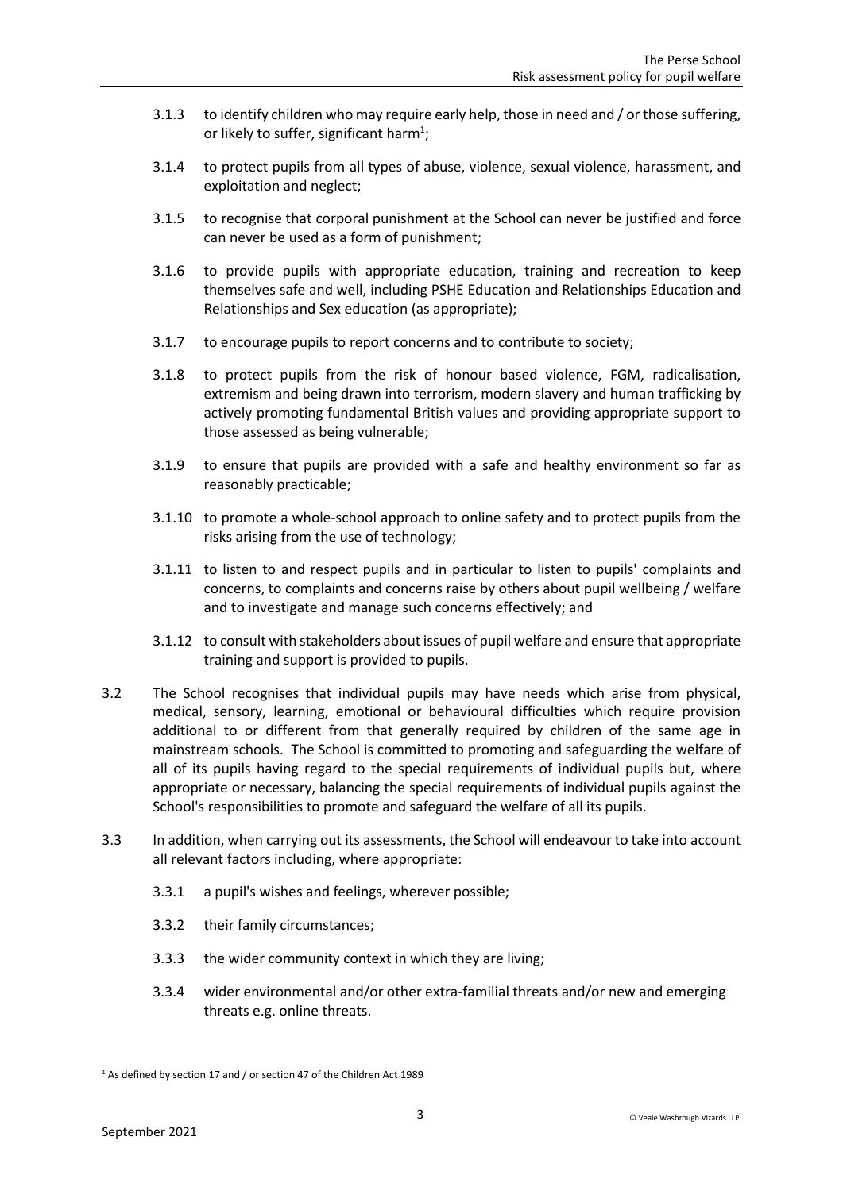3.1.3 to identify children who may require early help, those in need and / or those suffering, or likely to suffer, significant harm[1];

3.1.4 to protect pupils from all types of abuse, violence, sexual violence, harassment, and exploitation and neglect;

3.1.5 to recognise that corporal punishment at the School can never be justified and force can never be used as a form of punishment;

3.1.6 to provide pupils with appropriate education, training and recreation to keep themselves safe and well, including PSHE Education and Relationships Education and Relationships and Sex education (as appropriate);

3.1.7 to encourage pupils to report concerns and to contribute to society;

3.1.8 to protect pupils from the risk of honour based violence, FGM, radicalisation, extremism and being drawn into terrorism, modern slavery and human trafficking by actively promoting fundamental British values and providing appropriate support to those assessed as being vulnerable;

3.1.9 to ensure that pupils are provided with a safe and healthy environment so far as reasonably practicable;

3.1.10 to promote a whole-school approach to online safety and to protect pupils from the risks arising from the use of technology;

3.1.11 to listen to and respect pupils and in particular to listen to pupils' complaints and concerns, to complaints and concerns raise by others about pupil wellbeing / welfare and to investigate and manage such concerns effectively; and

3.1.12 to consult with stakeholders about issues of pupil welfare and ensure that appropriate training and support is provided to pupils.

3.2 The School recognises that individual pupils may have needs which arise from physical, medical, sensory, learning, emotional or behavioural difficulties which require provision additional to or different from that generally required by children of the same age in mainstream schools. The School is committed to promoting and safeguarding the welfare of all of its pupils having regard to the special requirements of individual pupils but, where appropriate or necessary, balancing the special requirements of individual pupils against the School's responsibilities to promote and safeguard the welfare of all its pupils.

3.3 In addition, when carrying out its assessments, the School will endeavour to take into account all relevant factors including, where appropriate:

3.3.1 a pupil's wishes and feelings, wherever possible;

3.3.2 their family circumstances;

3.3.3 the wider community context in which they are living;

3.3.4 wider environmental and/or other extra-familial threats and/or new and emerging threats e.g. online threats.

[1] As defined by section 17 and / or section 47 of the Children Act 1989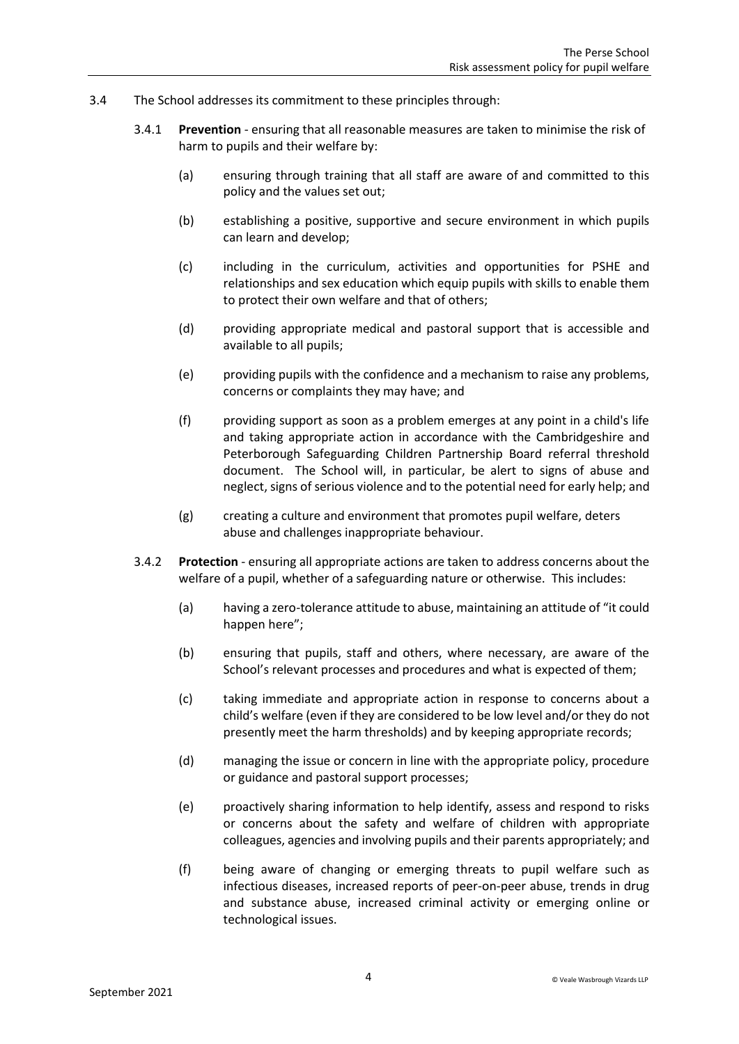3.4 The School addresses its commitment to these principles through:

3.4.1 **Prevention** - ensuring that all reasonable measures are taken to minimise the risk of harm to pupils and their welfare by:

(a) ensuring through training that all staff are aware of and committed to this policy and the values set out;

(b) establishing a positive, supportive and secure environment in which pupils can learn and develop;

(c) including in the curriculum, activities and opportunities for PSHE and relationships and sex education which equip pupils with skills to enable them to protect their own welfare and that of others;

(d) providing appropriate medical and pastoral support that is accessible and available to all pupils;

(e) providing pupils with the confidence and a mechanism to raise any problems, concerns or complaints they may have; and

(f) providing support as soon as a problem emerges at any point in a child's life and taking appropriate action in accordance with the Cambridgeshire and Peterborough Safeguarding Children Partnership Board referral threshold document. The School will, in particular, be alert to signs of abuse and neglect, signs of serious violence and to the potential need for early help; and

(g) creating a culture and environment that promotes pupil welfare, deters abuse and challenges inappropriate behaviour.

3.4.2 **Protection** - ensuring all appropriate actions are taken to address concerns about the welfare of a pupil, whether of a safeguarding nature or otherwise. This includes:

(a) having a zero-tolerance attitude to abuse, maintaining an attitude of "it could happen here";

(b) ensuring that pupils, staff and others, where necessary, are aware of the School's relevant processes and procedures and what is expected of them;

(c) taking immediate and appropriate action in response to concerns about a child's welfare (even if they are considered to be low level and/or they do not presently meet the harm thresholds) and by keeping appropriate records;

(d) managing the issue or concern in line with the appropriate policy, procedure or guidance and pastoral support processes;

(e) proactively sharing information to help identify, assess and respond to risks or concerns about the safety and welfare of children with appropriate colleagues, agencies and involving pupils and their parents appropriately; and

(f) being aware of changing or emerging threats to pupil welfare such as infectious diseases, increased reports of peer-on-peer abuse, trends in drug and substance abuse, increased criminal activity or emerging online or technological issues.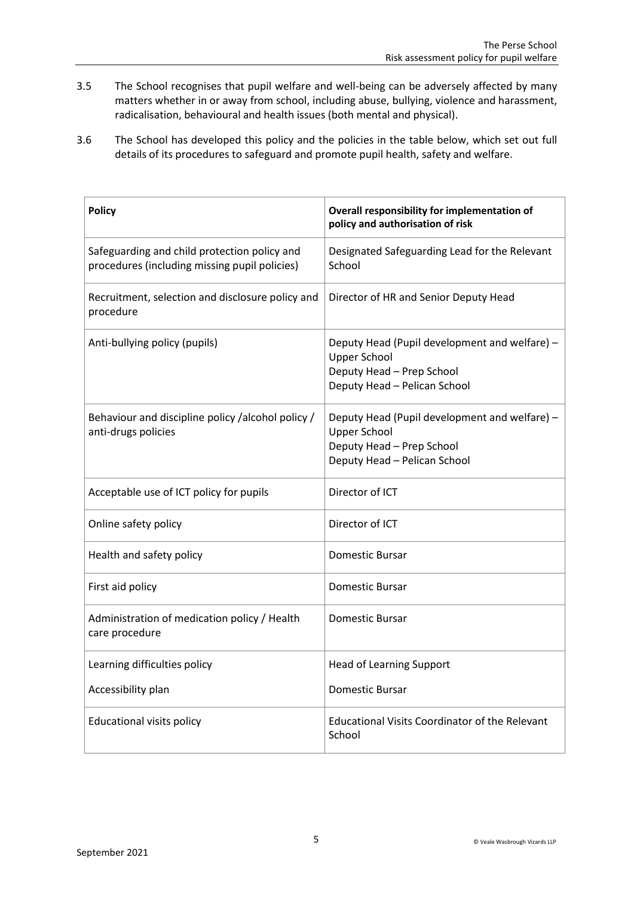3.5 The School recognises that pupil welfare and well-being can be adversely affected by many matters whether in or away from school, including abuse, bullying, violence and harassment, radicalisation, behavioural and health issues (both mental and physical).

3.6 The School has developed this policy and the policies in the table below, which set out full details of its procedures to safeguard and promote pupil health, safety and welfare.

| **Policy** | **Overall responsibility for implementation of policy and authorisation of risk** |
|---|---|
| Safeguarding and child protection policy and procedures (including missing pupil policies) | Designated Safeguarding Lead for the Relevant School |
| Recruitment, selection and disclosure policy and procedure | Director of HR and Senior Deputy Head |
| Anti-bullying policy (pupils) | Deputy Head (Pupil development and welfare) – Upper School<br>Deputy Head – Prep School<br>Deputy Head – Pelican School |
| Behaviour and discipline policy /alcohol policy / anti-drugs policies | Deputy Head (Pupil development and welfare) – Upper School<br>Deputy Head – Prep School<br>Deputy Head – Pelican School |
| Acceptable use of ICT policy for pupils | Director of ICT |
| Online safety policy | Director of ICT |
| Health and safety policy | Domestic Bursar |
| First aid policy | Domestic Bursar |
| Administration of medication policy / Health care procedure | Domestic Bursar |
| Learning difficulties policy | Head of Learning Support |
| Accessibility plan | Domestic Bursar |
| Educational visits policy | Educational Visits Coordinator of the Relevant School |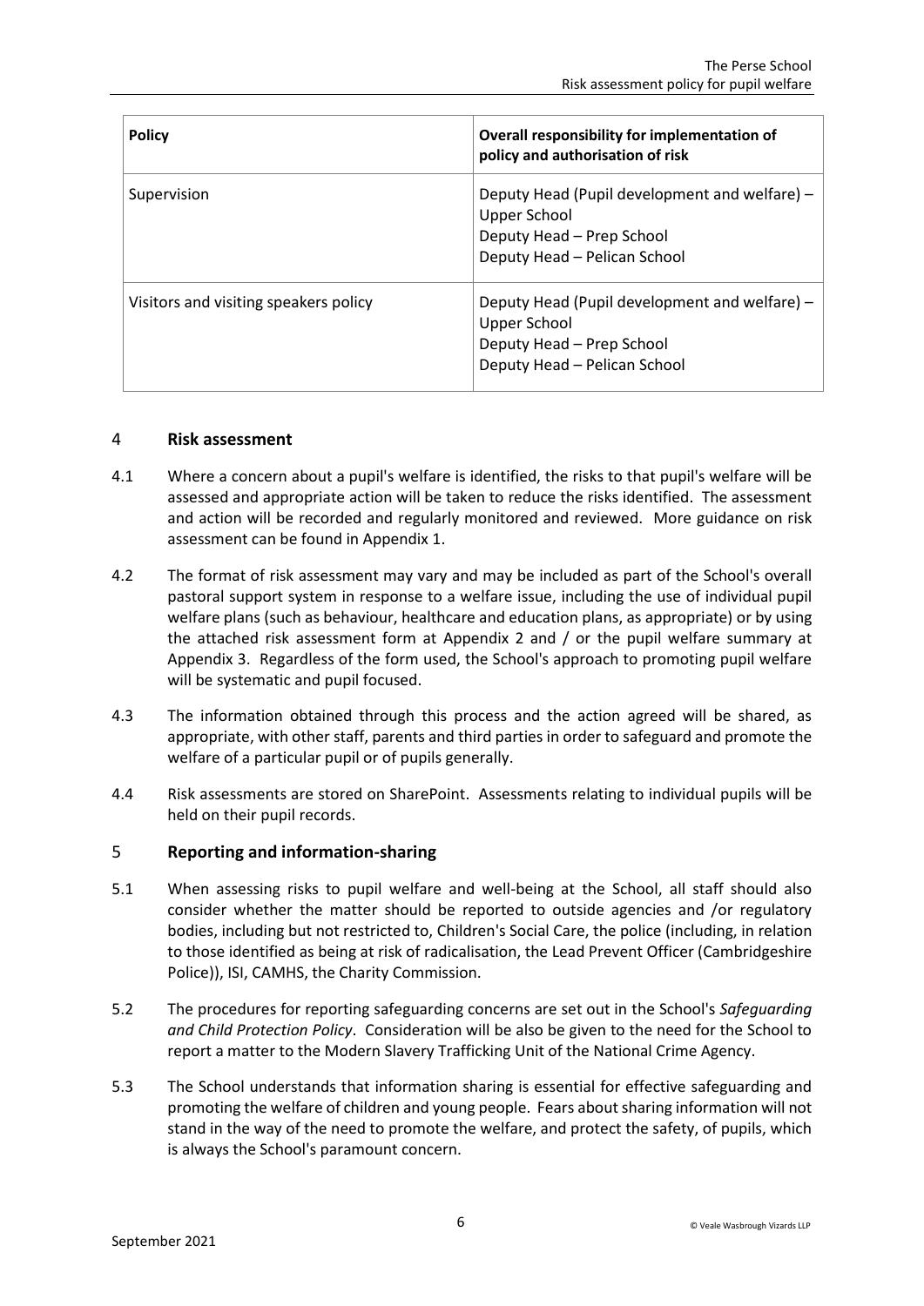| Policy | Overall responsibility for implementation of policy and authorisation of risk |
|---|---|
| Supervision | Deputy Head (Pupil development and welfare) – Upper School<br>Deputy Head – Prep School<br>Deputy Head – Pelican School |
| Visitors and visiting speakers policy | Deputy Head (Pupil development and welfare) – Upper School<br>Deputy Head – Prep School<br>Deputy Head – Pelican School |

## 4 Risk assessment

4.1 Where a concern about a pupil's welfare is identified, the risks to that pupil's welfare will be assessed and appropriate action will be taken to reduce the risks identified. The assessment and action will be recorded and regularly monitored and reviewed. More guidance on risk assessment can be found in Appendix 1.

4.2 The format of risk assessment may vary and may be included as part of the School's overall pastoral support system in response to a welfare issue, including the use of individual pupil welfare plans (such as behaviour, healthcare and education plans, as appropriate) or by using the attached risk assessment form at Appendix 2 and / or the pupil welfare summary at Appendix 3. Regardless of the form used, the School's approach to promoting pupil welfare will be systematic and pupil focused.

4.3 The information obtained through this process and the action agreed will be shared, as appropriate, with other staff, parents and third parties in order to safeguard and promote the welfare of a particular pupil or of pupils generally.

4.4 Risk assessments are stored on SharePoint. Assessments relating to individual pupils will be held on their pupil records.

## 5 Reporting and information-sharing

5.1 When assessing risks to pupil welfare and well-being at the School, all staff should also consider whether the matter should be reported to outside agencies and /or regulatory bodies, including but not restricted to, Children's Social Care, the police (including, in relation to those identified as being at risk of radicalisation, the Lead Prevent Officer (Cambridgeshire Police)), ISI, CAMHS, the Charity Commission.

5.2 The procedures for reporting safeguarding concerns are set out in the School's *Safeguarding and Child Protection Policy*. Consideration will be also be given to the need for the School to report a matter to the Modern Slavery Trafficking Unit of the National Crime Agency.

5.3 The School understands that information sharing is essential for effective safeguarding and promoting the welfare of children and young people. Fears about sharing information will not stand in the way of the need to promote the welfare, and protect the safety, of pupils, which is always the School's paramount concern.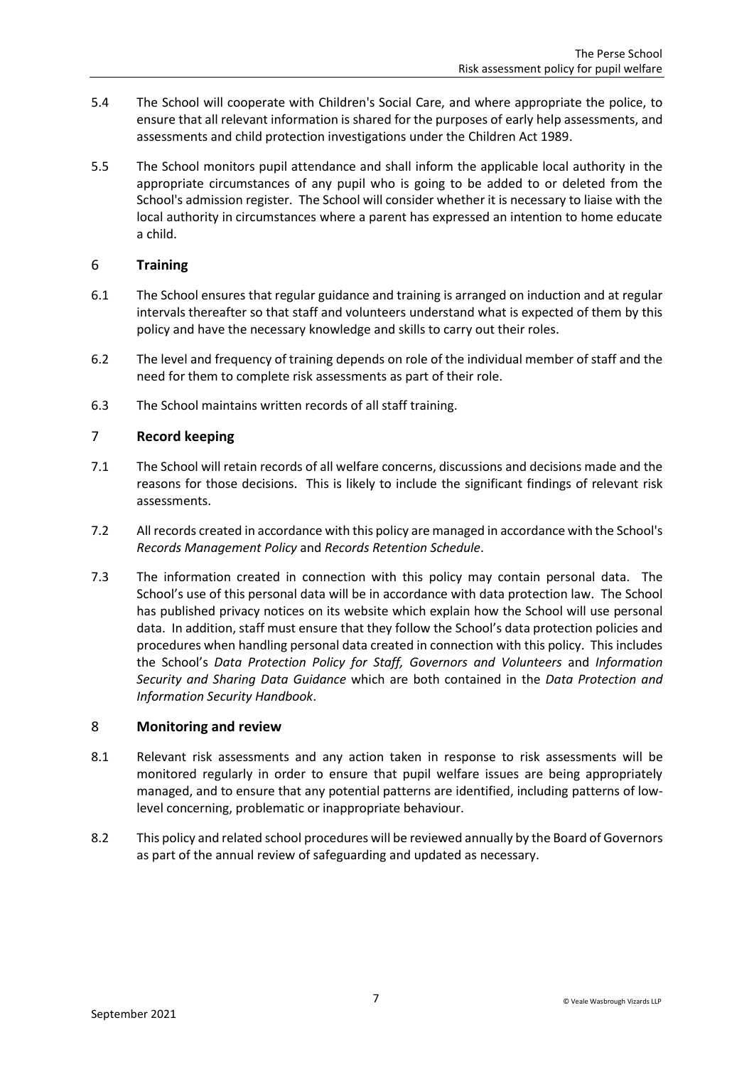5.4 The School will cooperate with Children's Social Care, and where appropriate the police, to ensure that all relevant information is shared for the purposes of early help assessments, and assessments and child protection investigations under the Children Act 1989.

5.5 The School monitors pupil attendance and shall inform the applicable local authority in the appropriate circumstances of any pupil who is going to be added to or deleted from the School's admission register. The School will consider whether it is necessary to liaise with the local authority in circumstances where a parent has expressed an intention to home educate a child.

## 6 Training

6.1 The School ensures that regular guidance and training is arranged on induction and at regular intervals thereafter so that staff and volunteers understand what is expected of them by this policy and have the necessary knowledge and skills to carry out their roles.

6.2 The level and frequency of training depends on role of the individual member of staff and the need for them to complete risk assessments as part of their role.

6.3 The School maintains written records of all staff training.

## 7 Record keeping

7.1 The School will retain records of all welfare concerns, discussions and decisions made and the reasons for those decisions. This is likely to include the significant findings of relevant risk assessments.

7.2 All records created in accordance with this policy are managed in accordance with the School's *Records Management Policy* and *Records Retention Schedule*.

7.3 The information created in connection with this policy may contain personal data. The School's use of this personal data will be in accordance with data protection law. The School has published privacy notices on its website which explain how the School will use personal data. In addition, staff must ensure that they follow the School's data protection policies and procedures when handling personal data created in connection with this policy. This includes the School's *Data Protection Policy for Staff, Governors and Volunteers* and *Information Security and Sharing Data Guidance* which are both contained in the *Data Protection and Information Security Handbook*.

## 8 Monitoring and review

8.1 Relevant risk assessments and any action taken in response to risk assessments will be monitored regularly in order to ensure that pupil welfare issues are being appropriately managed, and to ensure that any potential patterns are identified, including patterns of low-level concerning, problematic or inappropriate behaviour.

8.2 This policy and related school procedures will be reviewed annually by the Board of Governors as part of the annual review of safeguarding and updated as necessary.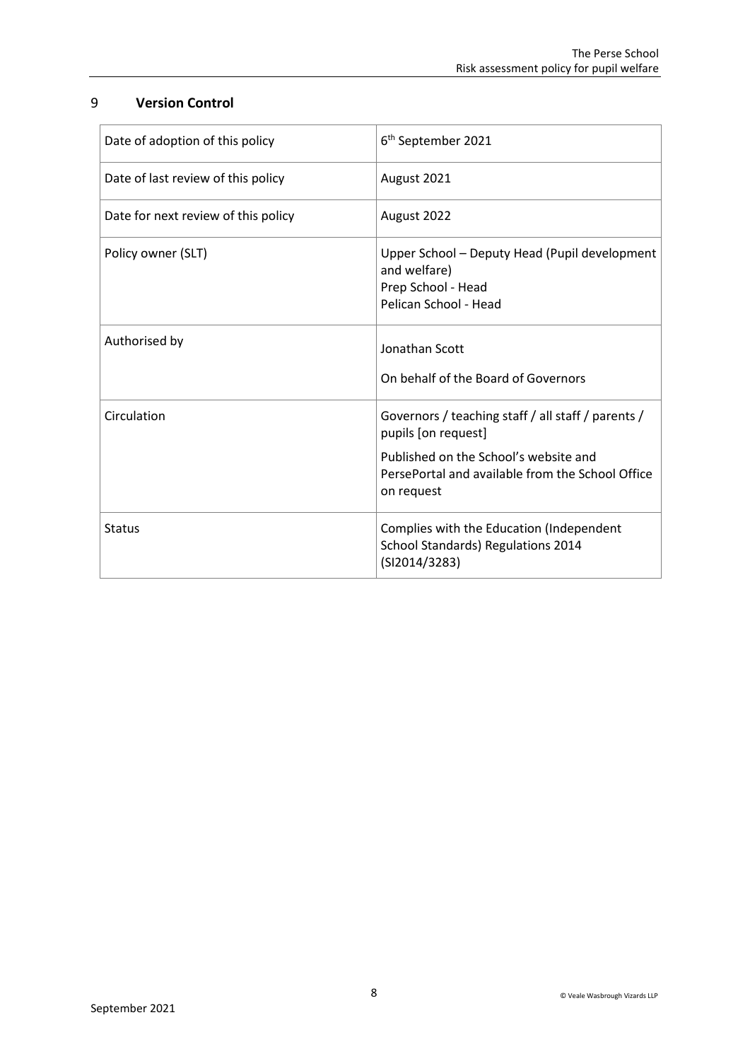## 9 Version Control

| | |
|---|---|
| Date of adoption of this policy | 6th September 2021 |
| Date of last review of this policy | August 2021 |
| Date for next review of this policy | August 2022 |
| Policy owner (SLT) | Upper School – Deputy Head (Pupil development and welfare)<br>Prep School - Head<br>Pelican School - Head |
| Authorised by | Jonathan Scott<br><br>On behalf of the Board of Governors |
| Circulation | Governors / teaching staff / all staff / parents / pupils [on request]<br><br>Published on the School's website and PersePortal and available from the School Office on request |
| Status | Complies with the Education (Independent School Standards) Regulations 2014 (SI2014/3283) |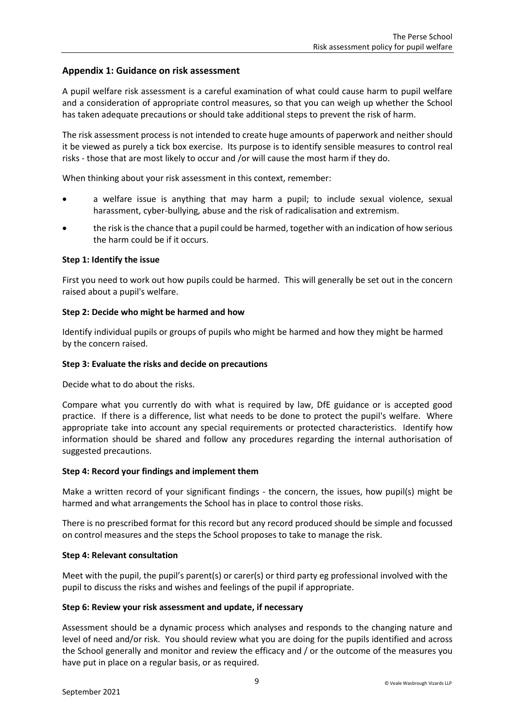## Appendix 1: Guidance on risk assessment

A pupil welfare risk assessment is a careful examination of what could cause harm to pupil welfare and a consideration of appropriate control measures, so that you can weigh up whether the School has taken adequate precautions or should take additional steps to prevent the risk of harm.

The risk assessment process is not intended to create huge amounts of paperwork and neither should it be viewed as purely a tick box exercise. Its purpose is to identify sensible measures to control real risks - those that are most likely to occur and /or will cause the most harm if they do.

When thinking about your risk assessment in this context, remember:

- a welfare issue is anything that may harm a pupil; to include sexual violence, sexual harassment, cyber-bullying, abuse and the risk of radicalisation and extremism.
- the risk is the chance that a pupil could be harmed, together with an indication of how serious the harm could be if it occurs.

**Step 1: Identify the issue**

First you need to work out how pupils could be harmed. This will generally be set out in the concern raised about a pupil's welfare.

**Step 2: Decide who might be harmed and how**

Identify individual pupils or groups of pupils who might be harmed and how they might be harmed by the concern raised.

**Step 3: Evaluate the risks and decide on precautions**

Decide what to do about the risks.

Compare what you currently do with what is required by law, DfE guidance or is accepted good practice. If there is a difference, list what needs to be done to protect the pupil's welfare. Where appropriate take into account any special requirements or protected characteristics. Identify how information should be shared and follow any procedures regarding the internal authorisation of suggested precautions.

**Step 4: Record your findings and implement them**

Make a written record of your significant findings - the concern, the issues, how pupil(s) might be harmed and what arrangements the School has in place to control those risks.

There is no prescribed format for this record but any record produced should be simple and focussed on control measures and the steps the School proposes to take to manage the risk.

**Step 4: Relevant consultation**

Meet with the pupil, the pupil's parent(s) or carer(s) or third party eg professional involved with the pupil to discuss the risks and wishes and feelings of the pupil if appropriate.

**Step 6: Review your risk assessment and update, if necessary**

Assessment should be a dynamic process which analyses and responds to the changing nature and level of need and/or risk. You should review what you are doing for the pupils identified and across the School generally and monitor and review the efficacy and / or the outcome of the measures you have put in place on a regular basis, or as required.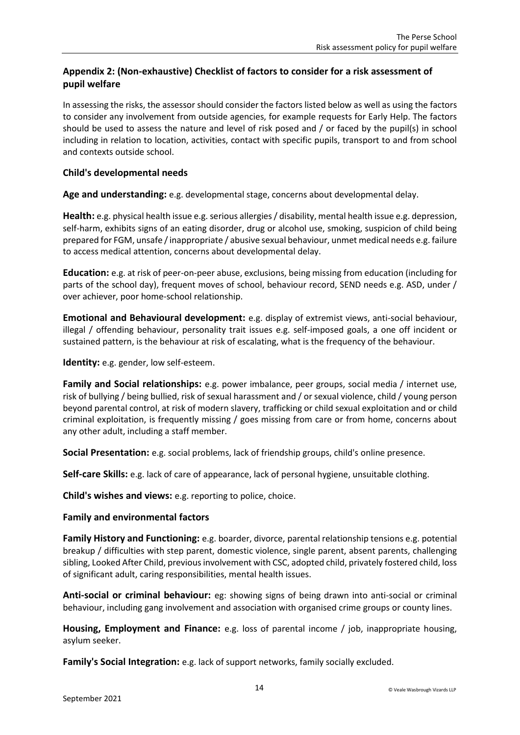## Appendix 2: (Non-exhaustive) Checklist of factors to consider for a risk assessment of pupil welfare

In assessing the risks, the assessor should consider the factors listed below as well as using the factors to consider any involvement from outside agencies, for example requests for Early Help. The factors should be used to assess the nature and level of risk posed and / or faced by the pupil(s) in school including in relation to location, activities, contact with specific pupils, transport to and from school and contexts outside school.

### Child's developmental needs

**Age and understanding:** e.g. developmental stage, concerns about developmental delay.

**Health:** e.g. physical health issue e.g. serious allergies / disability, mental health issue e.g. depression, self-harm, exhibits signs of an eating disorder, drug or alcohol use, smoking, suspicion of child being prepared for FGM, unsafe / inappropriate / abusive sexual behaviour, unmet medical needs e.g. failure to access medical attention, concerns about developmental delay.

**Education:** e.g. at risk of peer-on-peer abuse, exclusions, being missing from education (including for parts of the school day), frequent moves of school, behaviour record, SEND needs e.g. ASD, under / over achiever, poor home-school relationship.

**Emotional and Behavioural development:** e.g. display of extremist views, anti-social behaviour, illegal / offending behaviour, personality trait issues e.g. self-imposed goals, a one off incident or sustained pattern, is the behaviour at risk of escalating, what is the frequency of the behaviour.

**Identity:** e.g. gender, low self-esteem.

**Family and Social relationships:** e.g. power imbalance, peer groups, social media / internet use, risk of bullying / being bullied, risk of sexual harassment and / or sexual violence, child / young person beyond parental control, at risk of modern slavery, trafficking or child sexual exploitation and or child criminal exploitation, is frequently missing / goes missing from care or from home, concerns about any other adult, including a staff member.

**Social Presentation:** e.g. social problems, lack of friendship groups, child's online presence.

**Self-care Skills:** e.g. lack of care of appearance, lack of personal hygiene, unsuitable clothing.

**Child's wishes and views:** e.g. reporting to police, choice.

### Family and environmental factors

**Family History and Functioning:** e.g. boarder, divorce, parental relationship tensions e.g. potential breakup / difficulties with step parent, domestic violence, single parent, absent parents, challenging sibling, Looked After Child, previous involvement with CSC, adopted child, privately fostered child, loss of significant adult, caring responsibilities, mental health issues.

**Anti-social or criminal behaviour:** eg: showing signs of being drawn into anti-social or criminal behaviour, including gang involvement and association with organised crime groups or county lines.

**Housing, Employment and Finance:** e.g. loss of parental income / job, inappropriate housing, asylum seeker.

**Family's Social Integration:** e.g. lack of support networks, family socially excluded.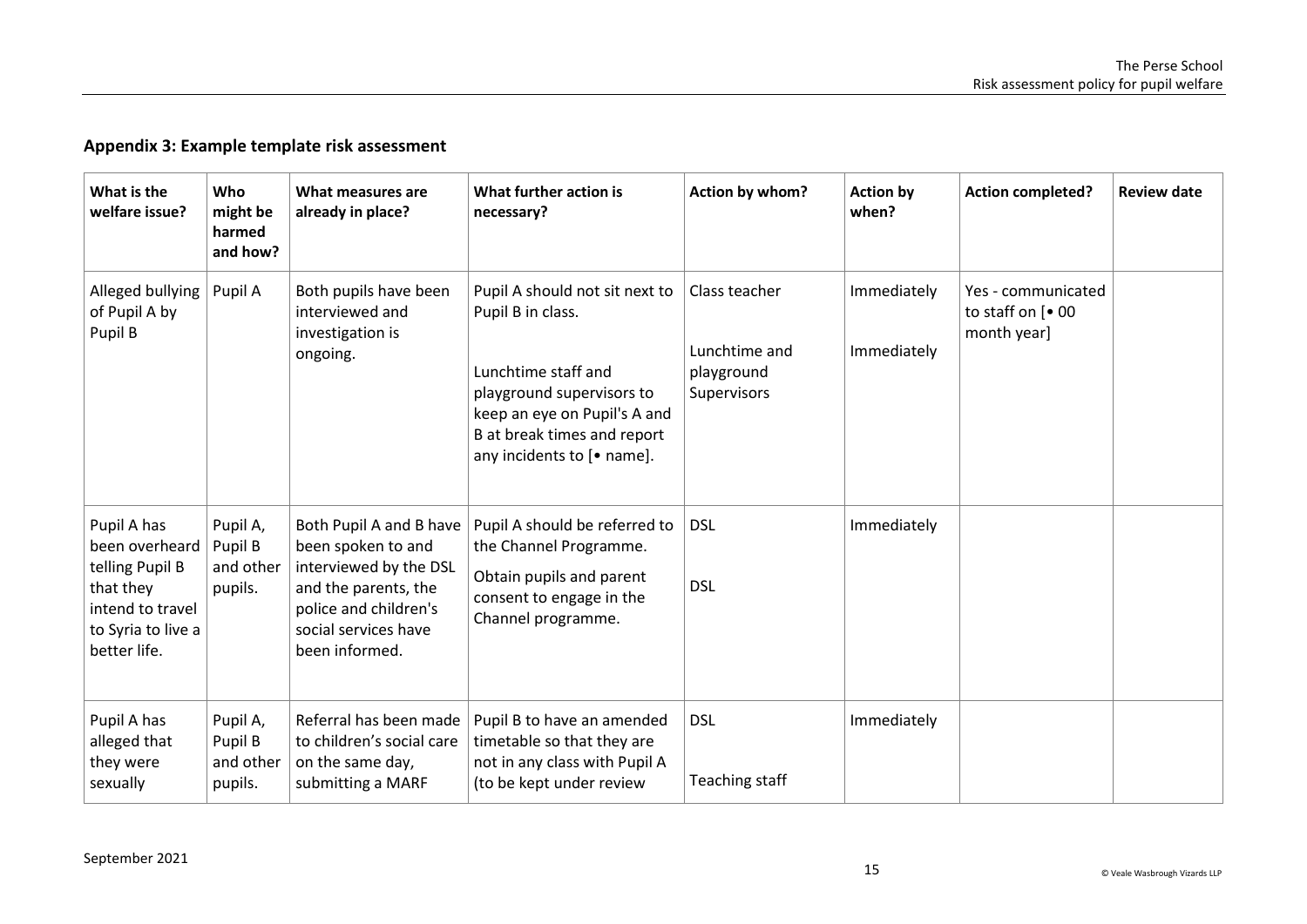## Appendix 3: Example template risk assessment

| What is the welfare issue? | Who might be harmed and how? | What measures are already in place? | What further action is necessary? | Action by whom? | Action by when? | Action completed? | Review date |
|---|---|---|---|---|---|---|---|
| Alleged bullying of Pupil A by Pupil B | Pupil A | Both pupils have been interviewed and investigation is ongoing. | Pupil A should not sit next to Pupil B in class.<br><br>Lunchtime staff and playground supervisors to keep an eye on Pupil's A and B at break times and report any incidents to [• name]. | Class teacher<br><br>Lunchtime and playground Supervisors | Immediately<br><br>Immediately | Yes - communicated to staff on [• 00 month year] | |
| Pupil A has been overheard telling Pupil B that they intend to travel to Syria to live a better life. | Pupil A, Pupil B and other pupils. | Both Pupil A and B have been spoken to and interviewed by the DSL and the parents, the police and children's social services have been informed. | Pupil A should be referred to the Channel Programme.<br><br>Obtain pupils and parent consent to engage in the Channel programme. | DSL<br><br>DSL | Immediately | | |
| Pupil A has alleged that they were sexually | Pupil A, Pupil B and other pupils. | Referral has been made to children's social care on the same day, submitting a MARF | Pupil B to have an amended timetable so that they are not in any class with Pupil A (to be kept under review | DSL<br><br>Teaching staff | Immediately | | |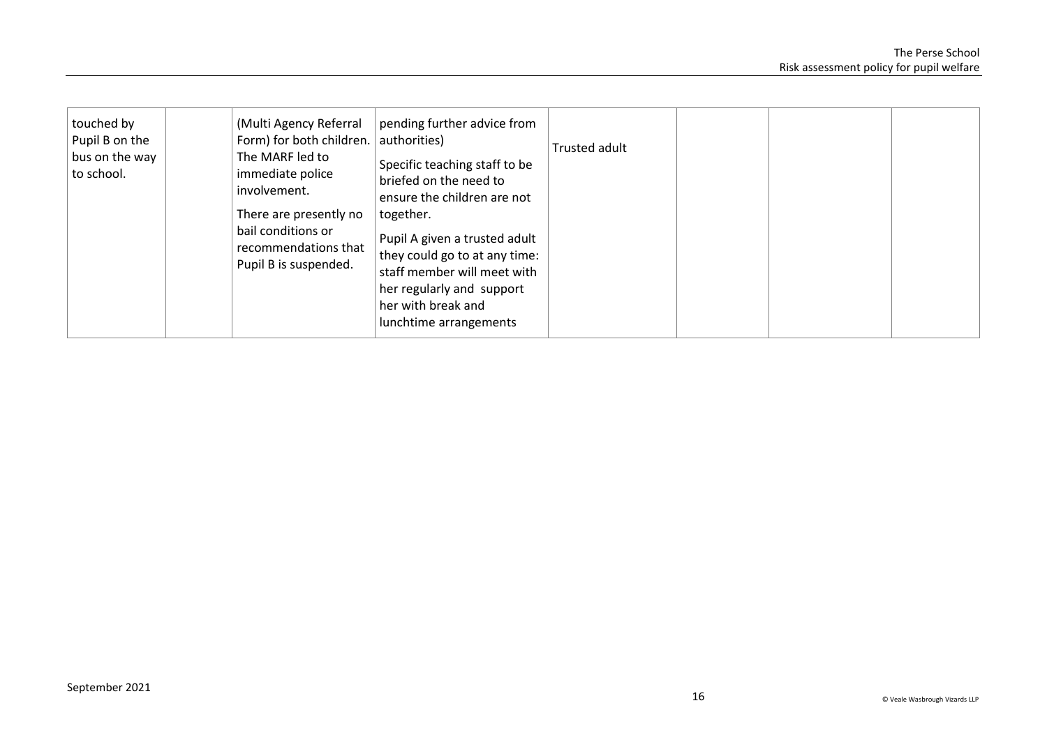| | | | | | | | |
|---|---|---|---|---|---|---|---|
| touched by Pupil B on the bus on the way to school. | | (Multi Agency Referral Form) for both children. The MARF led to immediate police involvement. There are presently no bail conditions or recommendations that Pupil B is suspended. | pending further advice from authorities) Specific teaching staff to be briefed on the need to ensure the children are not together. Pupil A given a trusted adult they could go to at any time: staff member will meet with her regularly and support her with break and lunchtime arrangements | Trusted adult | | | |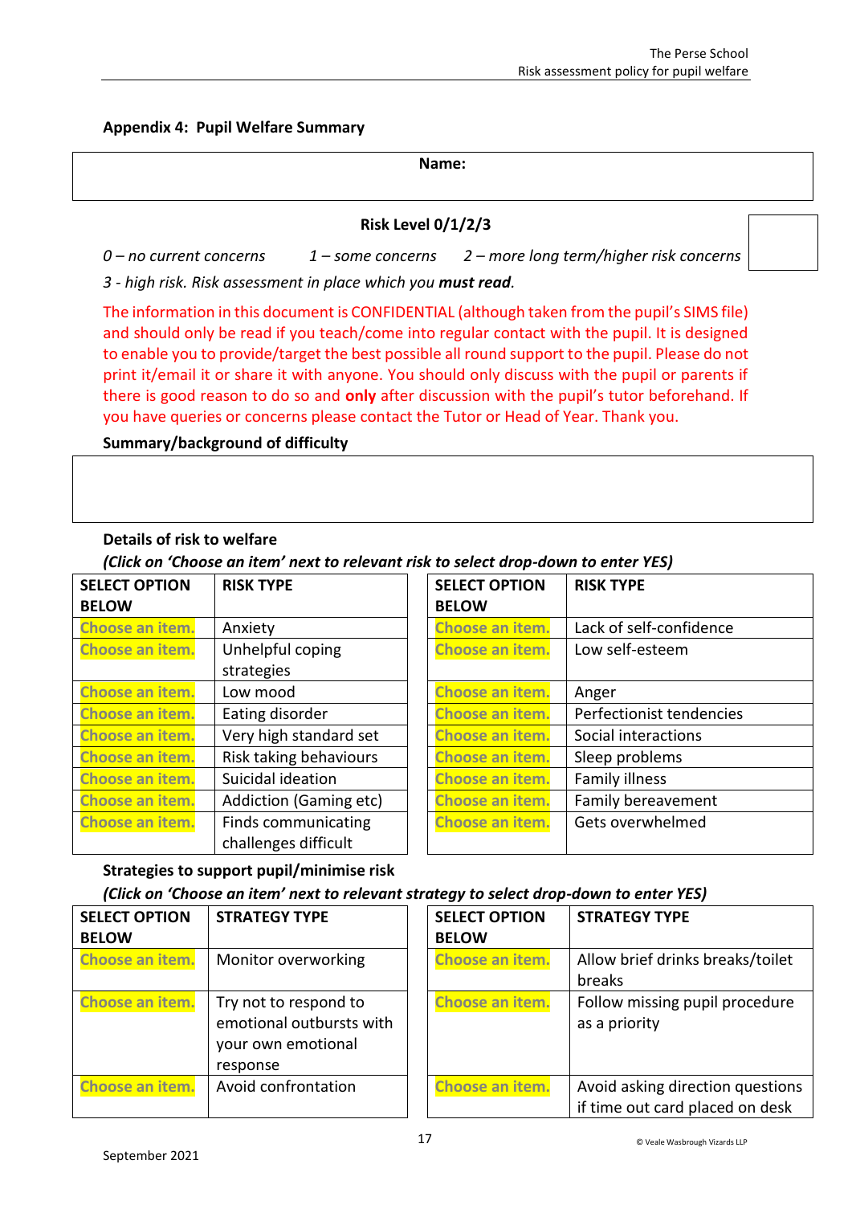## Appendix 4: Pupil Welfare Summary

| Name: |
|---|

**Risk Level 0/1/2/3**

*0 – no current concerns* *1 – some concerns* *2 – more long term/higher risk concerns*

*3 - high risk. Risk assessment in place which you **must read**.*

The information in this document is CONFIDENTIAL (although taken from the pupil's SIMS file) and should only be read if you teach/come into regular contact with the pupil. It is designed to enable you to provide/target the best possible all round support to the pupil. Please do not print it/email it or share it with anyone. You should only discuss with the pupil or parents if there is good reason to do so and **only** after discussion with the pupil's tutor beforehand. If you have queries or concerns please contact the Tutor or Head of Year. Thank you.

**Summary/background of difficulty**

**Details of risk to welfare**

***(Click on 'Choose an item' next to relevant risk to select drop-down to enter YES)***

| SELECT OPTION BELOW | RISK TYPE | SELECT OPTION BELOW | RISK TYPE |
|---|---|---|---|
| Choose an item. | Anxiety | Choose an item. | Lack of self-confidence |
| Choose an item. | Unhelpful coping strategies | Choose an item. | Low self-esteem |
| Choose an item. | Low mood | Choose an item. | Anger |
| Choose an item. | Eating disorder | Choose an item. | Perfectionist tendencies |
| Choose an item. | Very high standard set | Choose an item. | Social interactions |
| Choose an item. | Risk taking behaviours | Choose an item. | Sleep problems |
| Choose an item. | Suicidal ideation | Choose an item. | Family illness |
| Choose an item. | Addiction (Gaming etc) | Choose an item. | Family bereavement |
| Choose an item. | Finds communicating challenges difficult | Choose an item. | Gets overwhelmed |

**Strategies to support pupil/minimise risk**

***(Click on 'Choose an item' next to relevant strategy to select drop-down to enter YES)***

| SELECT OPTION BELOW | STRATEGY TYPE | SELECT OPTION BELOW | STRATEGY TYPE |
|---|---|---|---|
| Choose an item. | Monitor overworking | Choose an item. | Allow brief drinks breaks/toilet breaks |
| Choose an item. | Try not to respond to emotional outbursts with your own emotional response | Choose an item. | Follow missing pupil procedure as a priority |
| Choose an item. | Avoid confrontation | Choose an item. | Avoid asking direction questions if time out card placed on desk |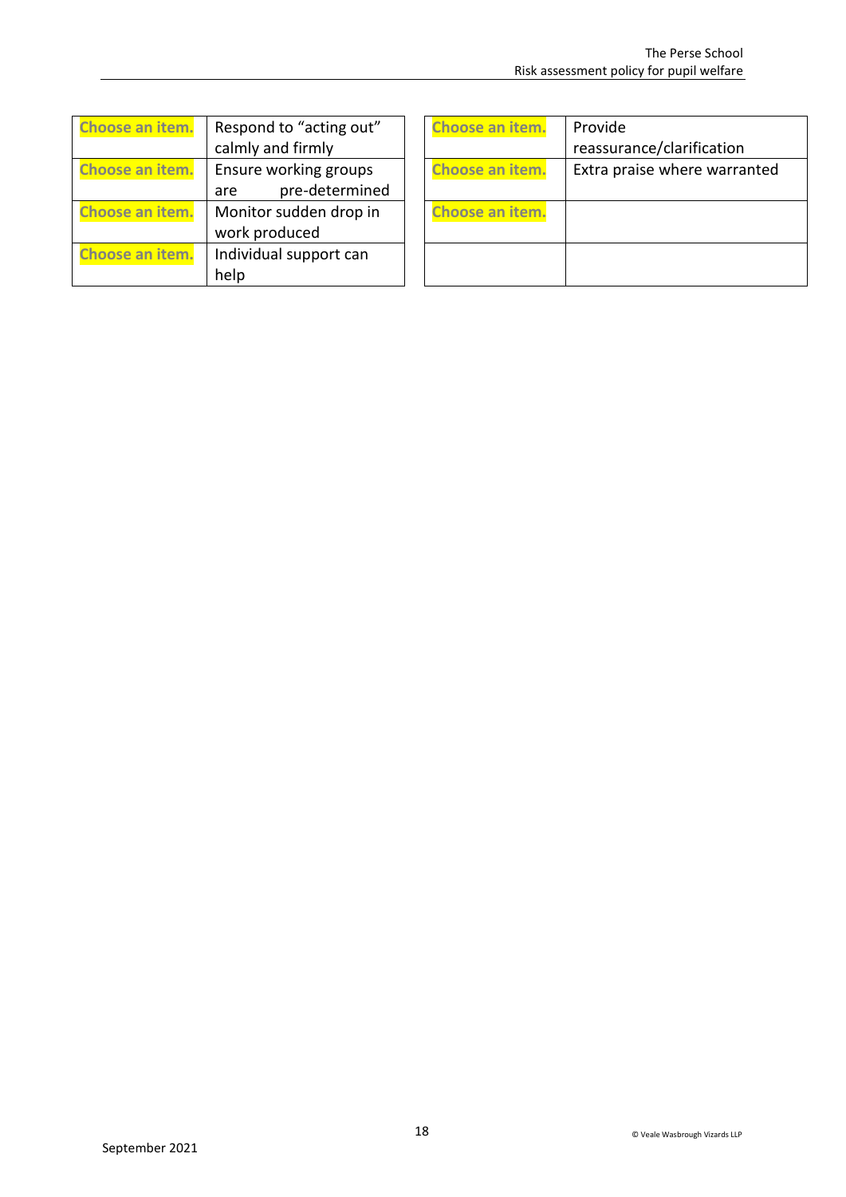| Choose an item. | Respond to "acting out" calmly and firmly |
| --- | --- |
| Choose an item. | Ensure working groups are pre-determined |
| Choose an item. | Monitor sudden drop in work produced |
| Choose an item. | Individual support can help |

| Choose an item. | Provide reassurance/clarification |
| --- | --- |
| Choose an item. | Extra praise where warranted |
| Choose an item. | |
| | |

September 2021

© Veale Wasbrough Vizards LLP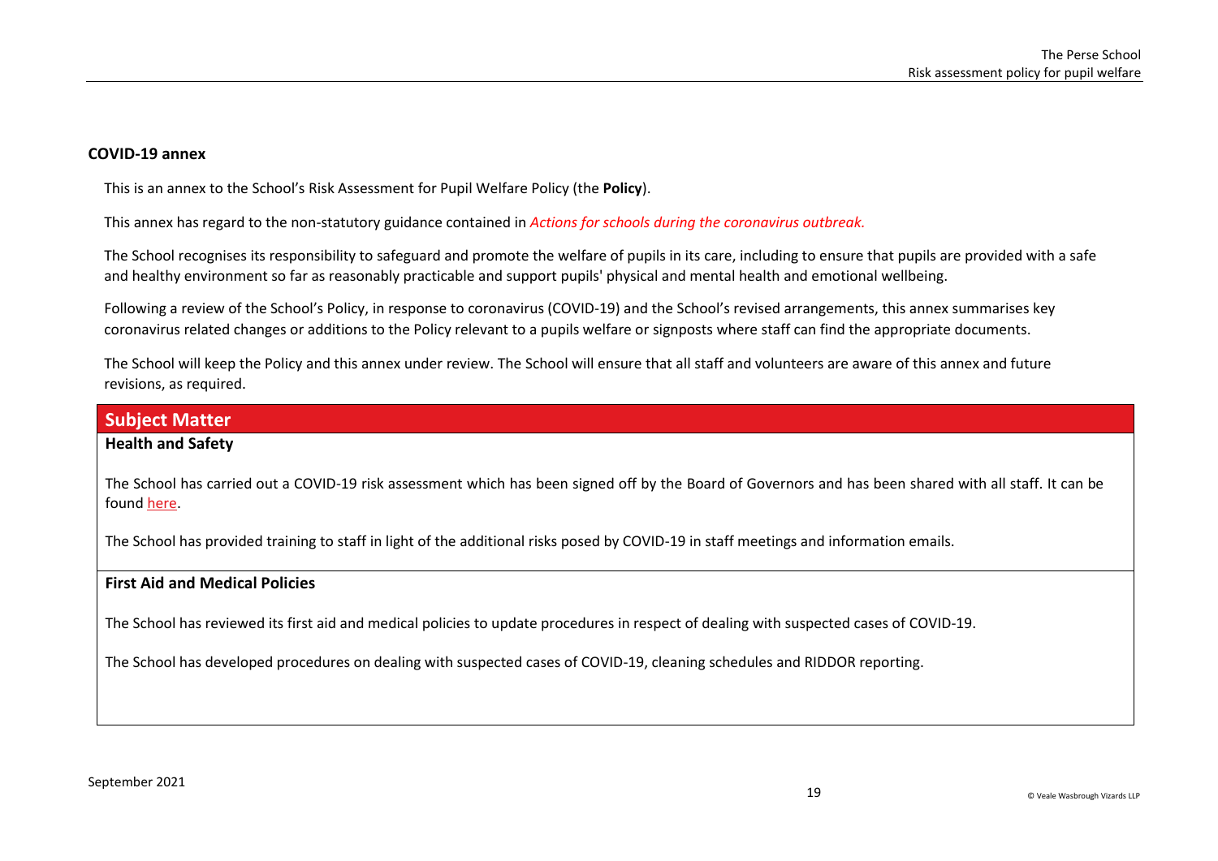## COVID-19 annex

This is an annex to the School's Risk Assessment for Pupil Welfare Policy (the **Policy**).

This annex has regard to the non-statutory guidance contained in *Actions for schools during the coronavirus outbreak.*

The School recognises its responsibility to safeguard and promote the welfare of pupils in its care, including to ensure that pupils are provided with a safe and healthy environment so far as reasonably practicable and support pupils' physical and mental health and emotional wellbeing.

Following a review of the School's Policy, in response to coronavirus (COVID-19) and the School's revised arrangements, this annex summarises key coronavirus related changes or additions to the Policy relevant to a pupils welfare or signposts where staff can find the appropriate documents.

The School will keep the Policy and this annex under review. The School will ensure that all staff and volunteers are aware of this annex and future revisions, as required.

| Subject Matter |
| --- |
| **Health and Safety**<br><br>The School has carried out a COVID-19 risk assessment which has been signed off by the Board of Governors and has been shared with all staff. It can be found here.<br><br>The School has provided training to staff in light of the additional risks posed by COVID-19 in staff meetings and information emails. |
| **First Aid and Medical Policies**<br><br>The School has reviewed its first aid and medical policies to update procedures in respect of dealing with suspected cases of COVID-19.<br><br>The School has developed procedures on dealing with suspected cases of COVID-19, cleaning schedules and RIDDOR reporting. |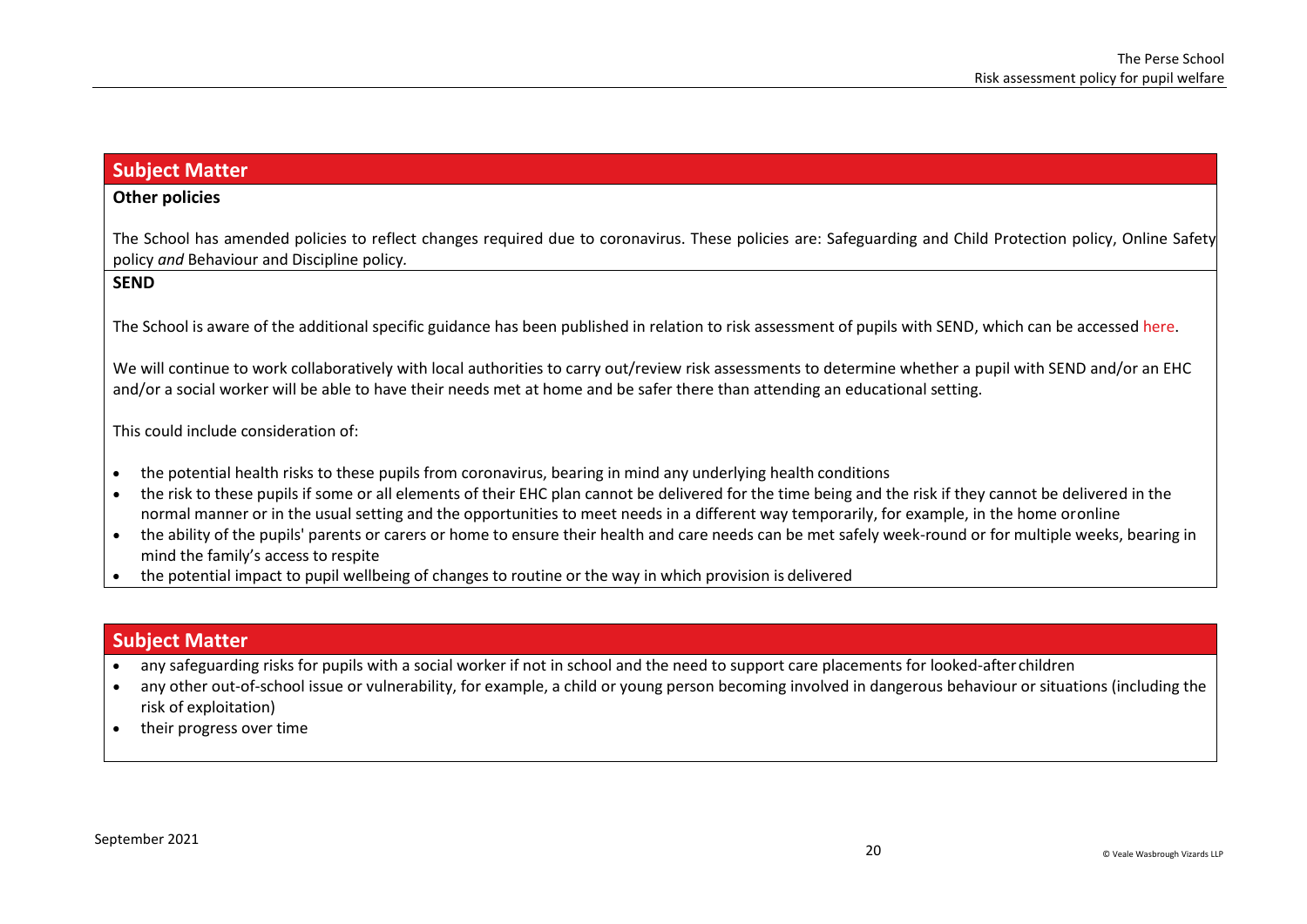## Subject Matter

**Other policies**

The School has amended policies to reflect changes required due to coronavirus. These policies are: Safeguarding and Child Protection policy, Online Safety policy *and* Behaviour and Discipline policy.

**SEND**

The School is aware of the additional specific guidance has been published in relation to risk assessment of pupils with SEND, which can be accessed here.

We will continue to work collaboratively with local authorities to carry out/review risk assessments to determine whether a pupil with SEND and/or an EHC and/or a social worker will be able to have their needs met at home and be safer there than attending an educational setting.

This could include consideration of:

- the potential health risks to these pupils from coronavirus, bearing in mind any underlying health conditions
- the risk to these pupils if some or all elements of their EHC plan cannot be delivered for the time being and the risk if they cannot be delivered in the normal manner or in the usual setting and the opportunities to meet needs in a different way temporarily, for example, in the home oronline
- the ability of the pupils' parents or carers or home to ensure their health and care needs can be met safely week-round or for multiple weeks, bearing in mind the family's access to respite
- the potential impact to pupil wellbeing of changes to routine or the way in which provision is delivered

## Subject Matter

- any safeguarding risks for pupils with a social worker if not in school and the need to support care placements for looked-after children
- any other out-of-school issue or vulnerability, for example, a child or young person becoming involved in dangerous behaviour or situations (including the risk of exploitation)
- their progress over time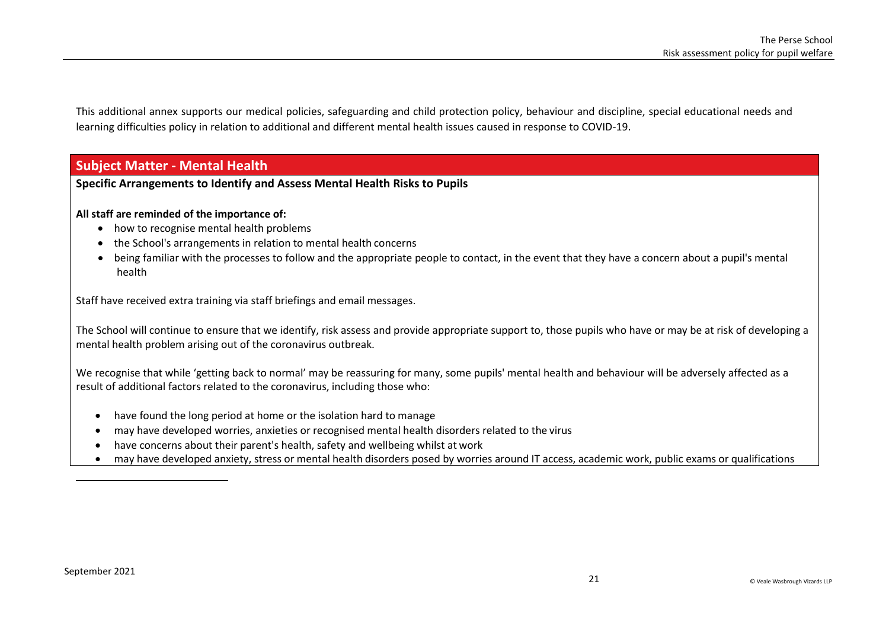This additional annex supports our medical policies, safeguarding and child protection policy, behaviour and discipline, special educational needs and learning difficulties policy in relation to additional and different mental health issues caused in response to COVID-19.

## Subject Matter - Mental Health

**Specific Arrangements to Identify and Assess Mental Health Risks to Pupils**

**All staff are reminded of the importance of:**

- how to recognise mental health problems
- the School's arrangements in relation to mental health concerns
- being familiar with the processes to follow and the appropriate people to contact, in the event that they have a concern about a pupil's mental health

Staff have received extra training via staff briefings and email messages.

The School will continue to ensure that we identify, risk assess and provide appropriate support to, those pupils who have or may be at risk of developing a mental health problem arising out of the coronavirus outbreak.

We recognise that while 'getting back to normal' may be reassuring for many, some pupils' mental health and behaviour will be adversely affected as a result of additional factors related to the coronavirus, including those who:

- have found the long period at home or the isolation hard to manage
- may have developed worries, anxieties or recognised mental health disorders related to the virus
- have concerns about their parent's health, safety and wellbeing whilst at work
- may have developed anxiety, stress or mental health disorders posed by worries around IT access, academic work, public exams or qualifications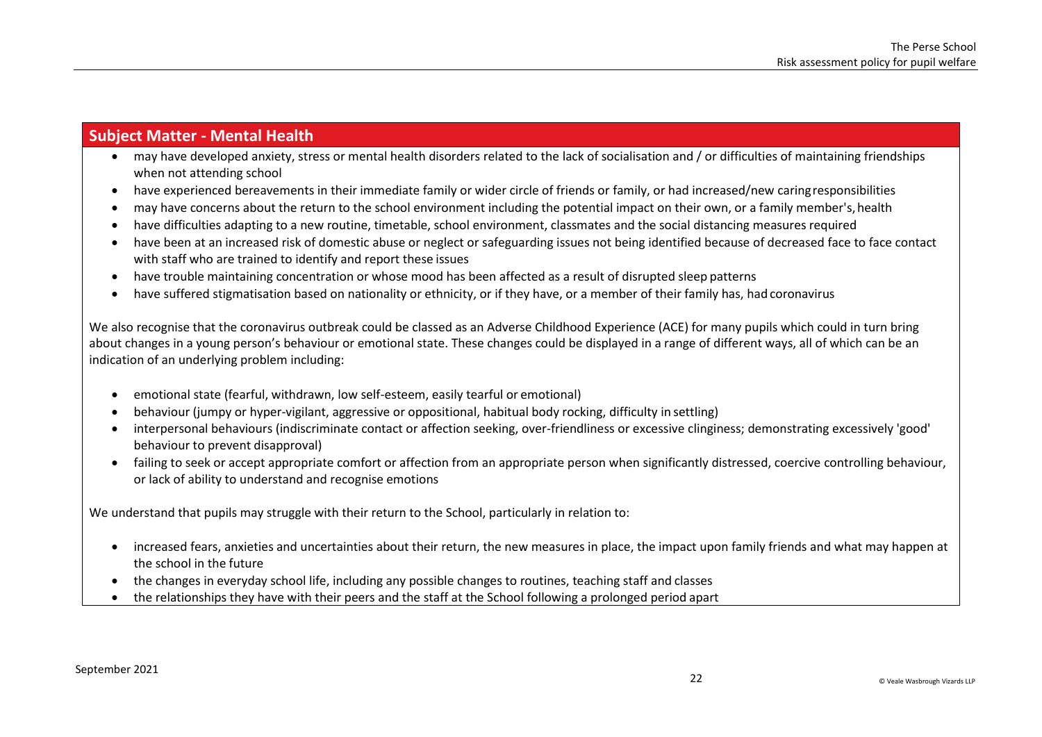## Subject Matter - Mental Health

- may have developed anxiety, stress or mental health disorders related to the lack of socialisation and / or difficulties of maintaining friendships when not attending school
- have experienced bereavements in their immediate family or wider circle of friends or family, or had increased/new caring responsibilities
- may have concerns about the return to the school environment including the potential impact on their own, or a family member's, health
- have difficulties adapting to a new routine, timetable, school environment, classmates and the social distancing measures required
- have been at an increased risk of domestic abuse or neglect or safeguarding issues not being identified because of decreased face to face contact with staff who are trained to identify and report these issues
- have trouble maintaining concentration or whose mood has been affected as a result of disrupted sleep patterns
- have suffered stigmatisation based on nationality or ethnicity, or if they have, or a member of their family has, had coronavirus

We also recognise that the coronavirus outbreak could be classed as an Adverse Childhood Experience (ACE) for many pupils which could in turn bring about changes in a young person's behaviour or emotional state. These changes could be displayed in a range of different ways, all of which can be an indication of an underlying problem including:

- emotional state (fearful, withdrawn, low self-esteem, easily tearful or emotional)
- behaviour (jumpy or hyper-vigilant, aggressive or oppositional, habitual body rocking, difficulty in settling)
- interpersonal behaviours (indiscriminate contact or affection seeking, over-friendliness or excessive clinginess; demonstrating excessively 'good' behaviour to prevent disapproval)
- failing to seek or accept appropriate comfort or affection from an appropriate person when significantly distressed, coercive controlling behaviour, or lack of ability to understand and recognise emotions

We understand that pupils may struggle with their return to the School, particularly in relation to:

- increased fears, anxieties and uncertainties about their return, the new measures in place, the impact upon family friends and what may happen at the school in the future
- the changes in everyday school life, including any possible changes to routines, teaching staff and classes
- the relationships they have with their peers and the staff at the School following a prolonged period apart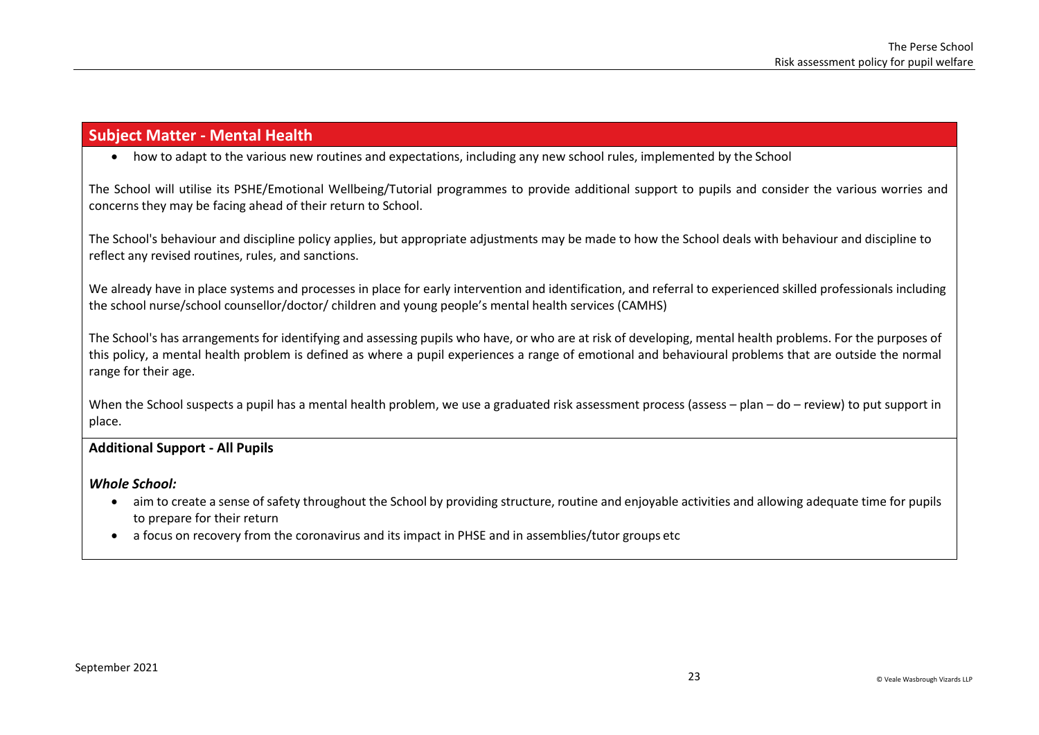## Subject Matter - Mental Health

- how to adapt to the various new routines and expectations, including any new school rules, implemented by the School

The School will utilise its PSHE/Emotional Wellbeing/Tutorial programmes to provide additional support to pupils and consider the various worries and concerns they may be facing ahead of their return to School.

The School's behaviour and discipline policy applies, but appropriate adjustments may be made to how the School deals with behaviour and discipline to reflect any revised routines, rules, and sanctions.

We already have in place systems and processes in place for early intervention and identification, and referral to experienced skilled professionals including the school nurse/school counsellor/doctor/ children and young people's mental health services (CAMHS)

The School's has arrangements for identifying and assessing pupils who have, or who are at risk of developing, mental health problems. For the purposes of this policy, a mental health problem is defined as where a pupil experiences a range of emotional and behavioural problems that are outside the normal range for their age.

When the School suspects a pupil has a mental health problem, we use a graduated risk assessment process (assess – plan – do – review) to put support in place.

**Additional Support - All Pupils**

***Whole School:***

- aim to create a sense of safety throughout the School by providing structure, routine and enjoyable activities and allowing adequate time for pupils to prepare for their return
- a focus on recovery from the coronavirus and its impact in PHSE and in assemblies/tutor groups etc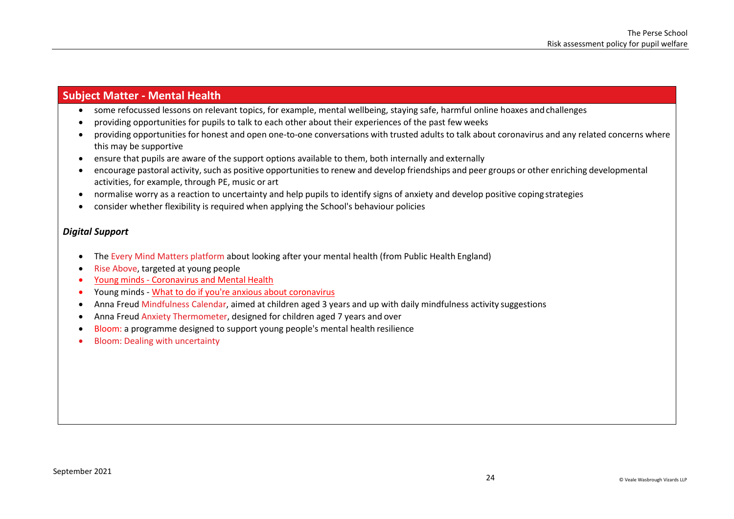## Subject Matter - Mental Health

- some refocussed lessons on relevant topics, for example, mental wellbeing, staying safe, harmful online hoaxes and challenges
- providing opportunities for pupils to talk to each other about their experiences of the past few weeks
- providing opportunities for honest and open one-to-one conversations with trusted adults to talk about coronavirus and any related concerns where this may be supportive
- ensure that pupils are aware of the support options available to them, both internally and externally
- encourage pastoral activity, such as positive opportunities to renew and develop friendships and peer groups or other enriching developmental activities, for example, through PE, music or art
- normalise worry as a reaction to uncertainty and help pupils to identify signs of anxiety and develop positive coping strategies
- consider whether flexibility is required when applying the School's behaviour policies

***Digital Support***

- The Every Mind Matters platform about looking after your mental health (from Public Health England)
- Rise Above, targeted at young people
- Young minds - Coronavirus and Mental Health
- Young minds - What to do if you're anxious about coronavirus
- Anna Freud Mindfulness Calendar, aimed at children aged 3 years and up with daily mindfulness activity suggestions
- Anna Freud Anxiety Thermometer, designed for children aged 7 years and over
- Bloom: a programme designed to support young people's mental health resilience
- Bloom: Dealing with uncertainty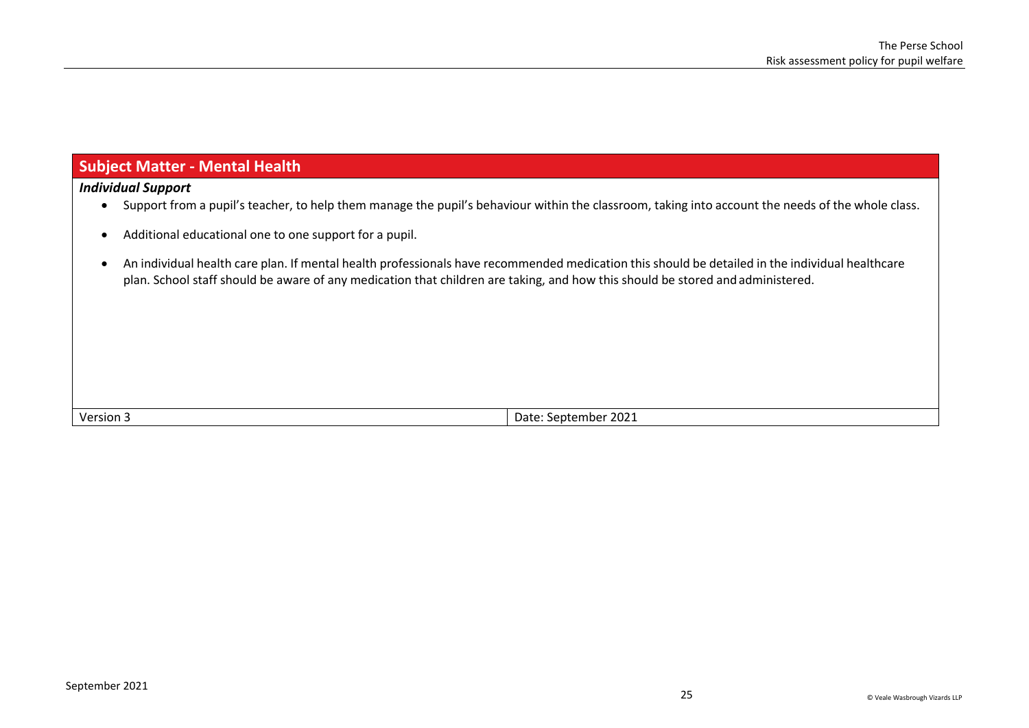## Subject Matter - Mental Health

***Individual Support***

- Support from a pupil's teacher, to help them manage the pupil's behaviour within the classroom, taking into account the needs of the whole class.
- Additional educational one to one support for a pupil.
- An individual health care plan. If mental health professionals have recommended medication this should be detailed in the individual healthcare plan. School staff should be aware of any medication that children are taking, and how this should be stored and administered.

| | |
|---|---|
| Version 3 | Date: September 2021 |